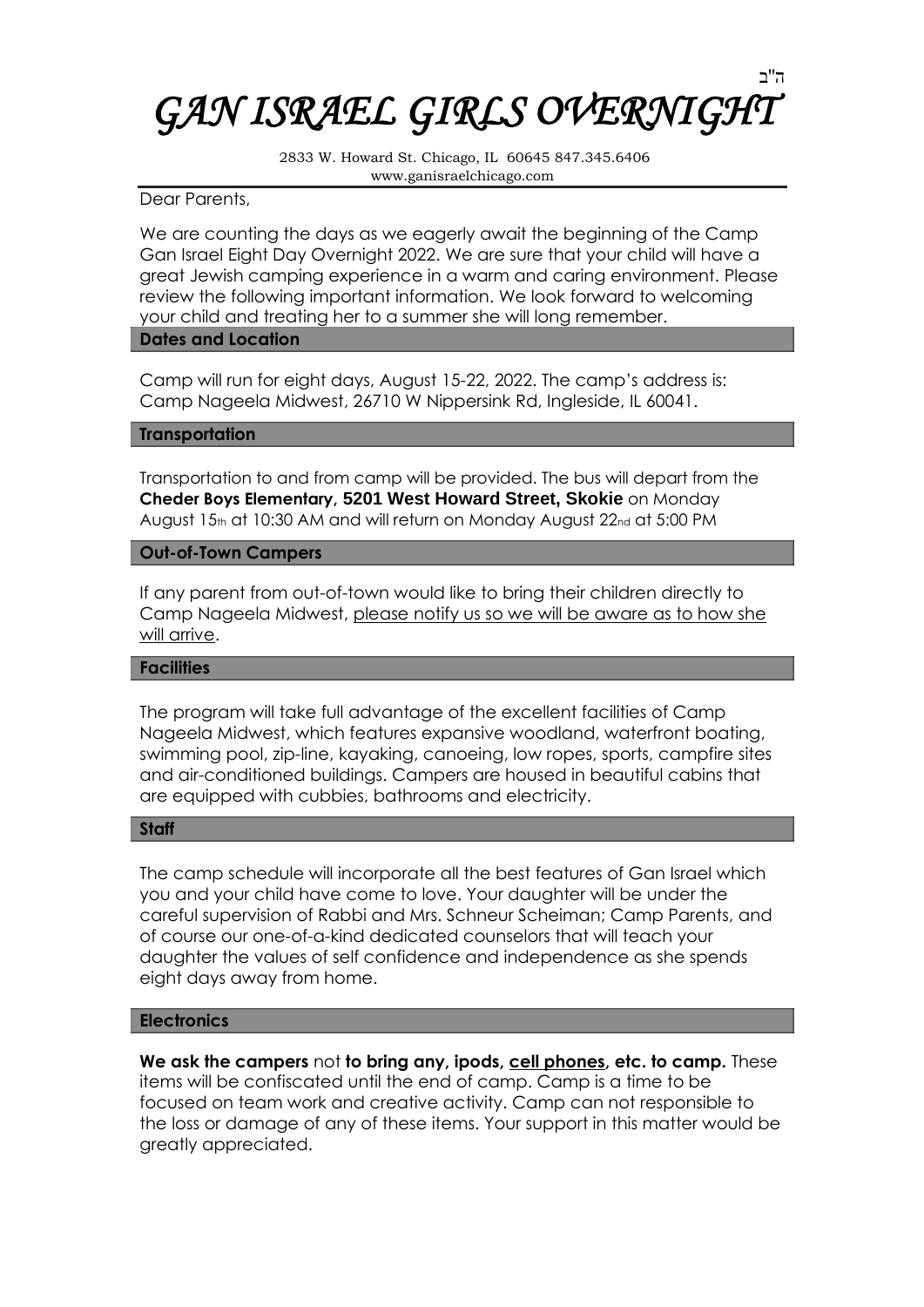ב"ה

# GAN ISRAEL GIRLS OVERNIGHT

2833 W. Howard St. Chicago, IL 60645 847.345.6406
www.ganisraelchicago.com

Dear Parents,

We are counting the days as we eagerly await the beginning of the Camp Gan Israel Eight Day Overnight 2022. We are sure that your child will have a great Jewish camping experience in a warm and caring environment. Please review the following important information. We look forward to welcoming your child and treating her to a summer she will long remember.

## Dates and Location

Camp will run for eight days, August 15-22, 2022. The camp's address is: Camp Nageela Midwest, 26710 W Nippersink Rd, Ingleside, IL 60041.

## Transportation

Transportation to and from camp will be provided. The bus will depart from the **Cheder Boys Elementary, 5201 West Howard Street, Skokie** on Monday August 15th at 10:30 AM and will return on Monday August 22nd at 5:00 PM

## Out-of-Town Campers

If any parent from out-of-town would like to bring their children directly to Camp Nageela Midwest, please notify us so we will be aware as to how she will arrive.

## Facilities

The program will take full advantage of the excellent facilities of Camp Nageela Midwest, which features expansive woodland, waterfront boating, swimming pool, zip-line, kayaking, canoeing, low ropes, sports, campfire sites and air-conditioned buildings. Campers are housed in beautiful cabins that are equipped with cubbies, bathrooms and electricity.

## Staff

The camp schedule will incorporate all the best features of Gan Israel which you and your child have come to love. Your daughter will be under the careful supervision of Rabbi and Mrs. Schneur Scheiman; Camp Parents, and of course our one-of-a-kind dedicated counselors that will teach your daughter the values of self confidence and independence as she spends eight days away from home.

## Electronics

**We ask the campers** not **to bring any, ipods, cell phones, etc. to camp.** These items will be confiscated until the end of camp. Camp is a time to be focused on team work and creative activity. Camp can not responsible to the loss or damage of any of these items. Your support in this matter would be greatly appreciated.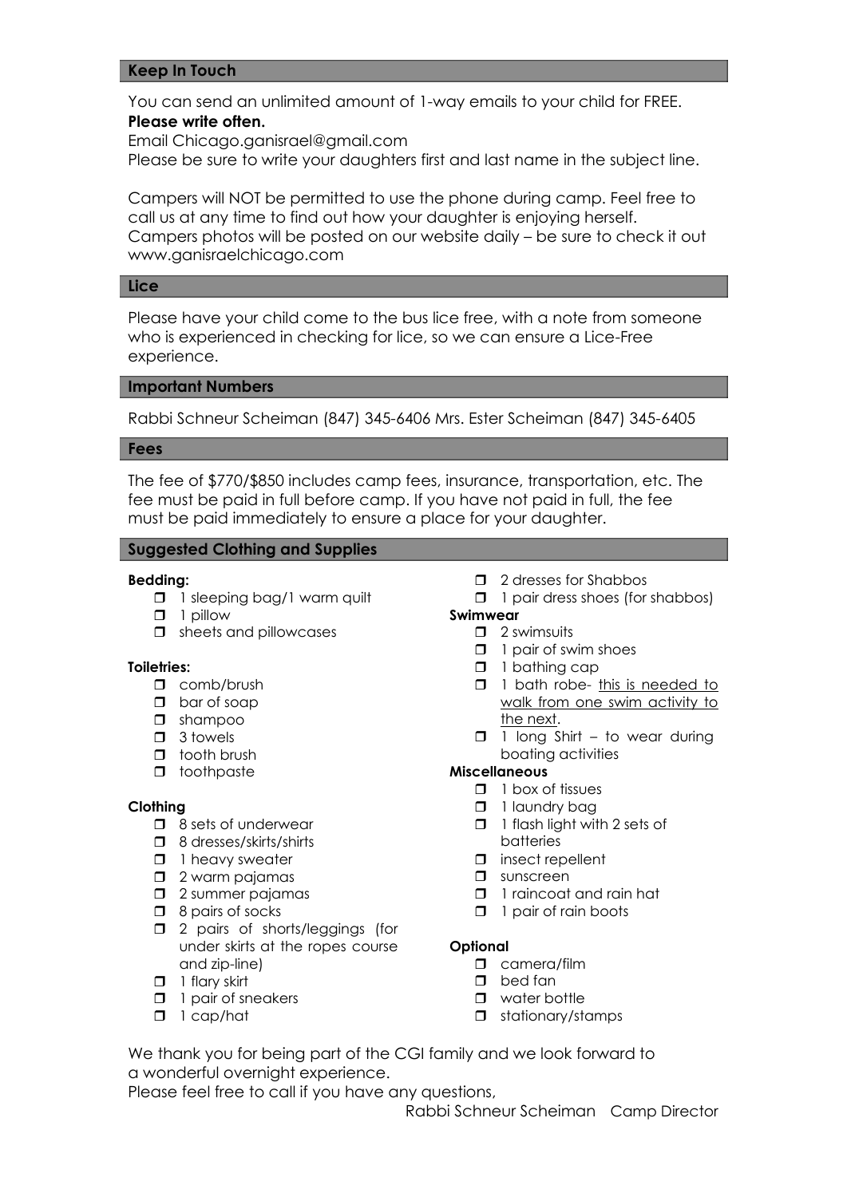## Keep In Touch

You can send an unlimited amount of 1-way emails to your child for FREE.
**Please write often.**
Email Chicago.ganisrael@gmail.com
Please be sure to write your daughters first and last name in the subject line.

Campers will NOT be permitted to use the phone during camp. Feel free to call us at any time to find out how your daughter is enjoying herself.
Campers photos will be posted on our website daily – be sure to check it out www.ganisraelchicago.com

## Lice

Please have your child come to the bus lice free, with a note from someone who is experienced in checking for lice, so we can ensure a Lice-Free experience.

## Important Numbers

Rabbi Schneur Scheiman (847) 345-6406 Mrs. Ester Scheiman (847) 345-6405

## Fees

The fee of $770/$850 includes camp fees, insurance, transportation, etc. The fee must be paid in full before camp. If you have not paid in full, the fee must be paid immediately to ensure a place for your daughter.

## Suggested Clothing and Supplies

**Bedding:**
- ❒ 1 sleeping bag/1 warm quilt
- ❒ 1 pillow
- ❒ sheets and pillowcases

**Toiletries:**
- ❒ comb/brush
- ❒ bar of soap
- ❒ shampoo
- ❒ 3 towels
- ❒ tooth brush
- ❒ toothpaste

**Clothing**
- ❒ 8 sets of underwear
- ❒ 8 dresses/skirts/shirts
- ❒ 1 heavy sweater
- ❒ 2 warm pajamas
- ❒ 2 summer pajamas
- ❒ 8 pairs of socks
- ❒ 2 pairs of shorts/leggings (for under skirts at the ropes course and zip-line)
- ❒ 1 flary skirt
- ❒ 1 pair of sneakers
- ❒ 1 cap/hat
- ❒ 2 dresses for Shabbos
- ❒ 1 pair dress shoes (for shabbos)

**Swimwear**
- ❒ 2 swimsuits
- ❒ 1 pair of swim shoes
- ❒ 1 bathing cap
- ❒ 1 bath robe- <u>this is needed to walk from one swim activity to the next</u>.
- ❒ 1 long Shirt – to wear during boating activities

**Miscellaneous**
- ❒ 1 box of tissues
- ❒ 1 laundry bag
- ❒ 1 flash light with 2 sets of batteries
- ❒ insect repellent
- ❒ sunscreen
- ❒ 1 raincoat and rain hat
- ❒ 1 pair of rain boots

**Optional**
- ❒ camera/film
- ❒ bed fan
- ❒ water bottle
- ❒ stationary/stamps

We thank you for being part of the CGI family and we look forward to a wonderful overnight experience.
Please feel free to call if you have any questions,

Rabbi Schneur Scheiman Camp Director